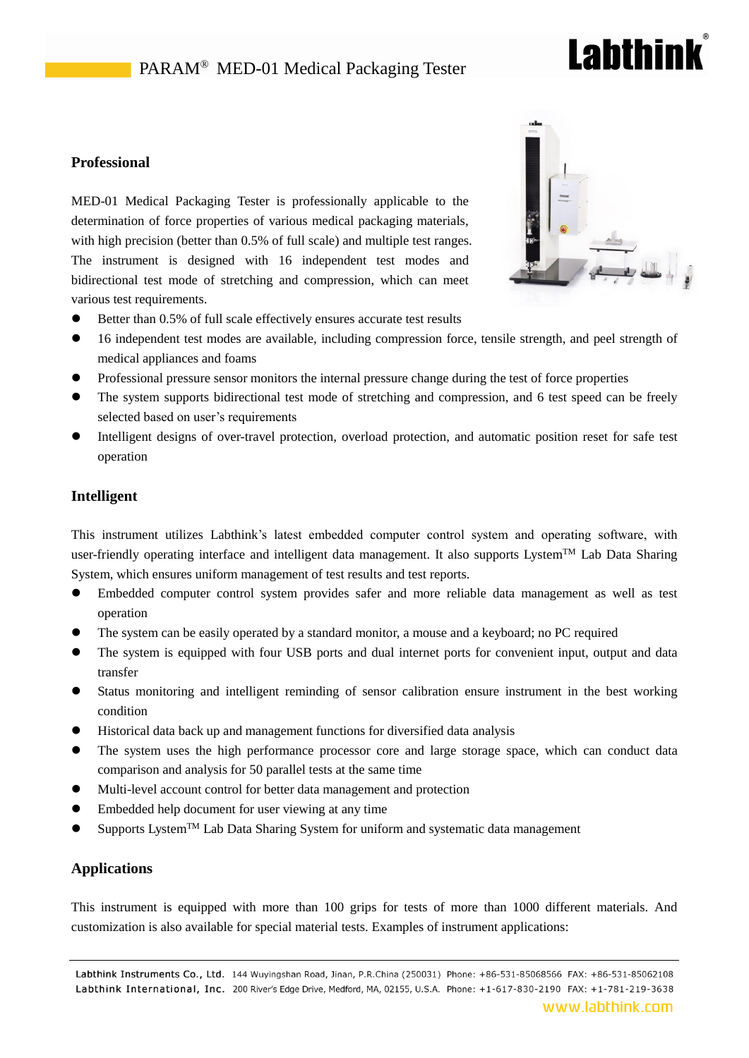# PARAM® MED-01 Medical Packaging Tester

## Professional

MED-01 Medical Packaging Tester is professionally applicable to the determination of force properties of various medical packaging materials, with high precision (better than 0.5% of full scale) and multiple test ranges. The instrument is designed with 16 independent test modes and bidirectional test mode of stretching and compression, which can meet various test requirements.

- Better than 0.5% of full scale effectively ensures accurate test results
- 16 independent test modes are available, including compression force, tensile strength, and peel strength of medical appliances and foams
- Professional pressure sensor monitors the internal pressure change during the test of force properties
- The system supports bidirectional test mode of stretching and compression, and 6 test speed can be freely selected based on user's requirements
- Intelligent designs of over-travel protection, overload protection, and automatic position reset for safe test operation

## Intelligent

This instrument utilizes Labthink's latest embedded computer control system and operating software, with user-friendly operating interface and intelligent data management. It also supports Lystem™ Lab Data Sharing System, which ensures uniform management of test results and test reports.

- Embedded computer control system provides safer and more reliable data management as well as test operation
- The system can be easily operated by a standard monitor, a mouse and a keyboard; no PC required
- The system is equipped with four USB ports and dual internet ports for convenient input, output and data transfer
- Status monitoring and intelligent reminding of sensor calibration ensure instrument in the best working condition
- Historical data back up and management functions for diversified data analysis
- The system uses the high performance processor core and large storage space, which can conduct data comparison and analysis for 50 parallel tests at the same time
- Multi-level account control for better data management and protection
- Embedded help document for user viewing at any time
- Supports Lystem™ Lab Data Sharing System for uniform and systematic data management

## Applications

This instrument is equipped with more than 100 grips for tests of more than 1000 different materials. And customization is also available for special material tests. Examples of instrument applications: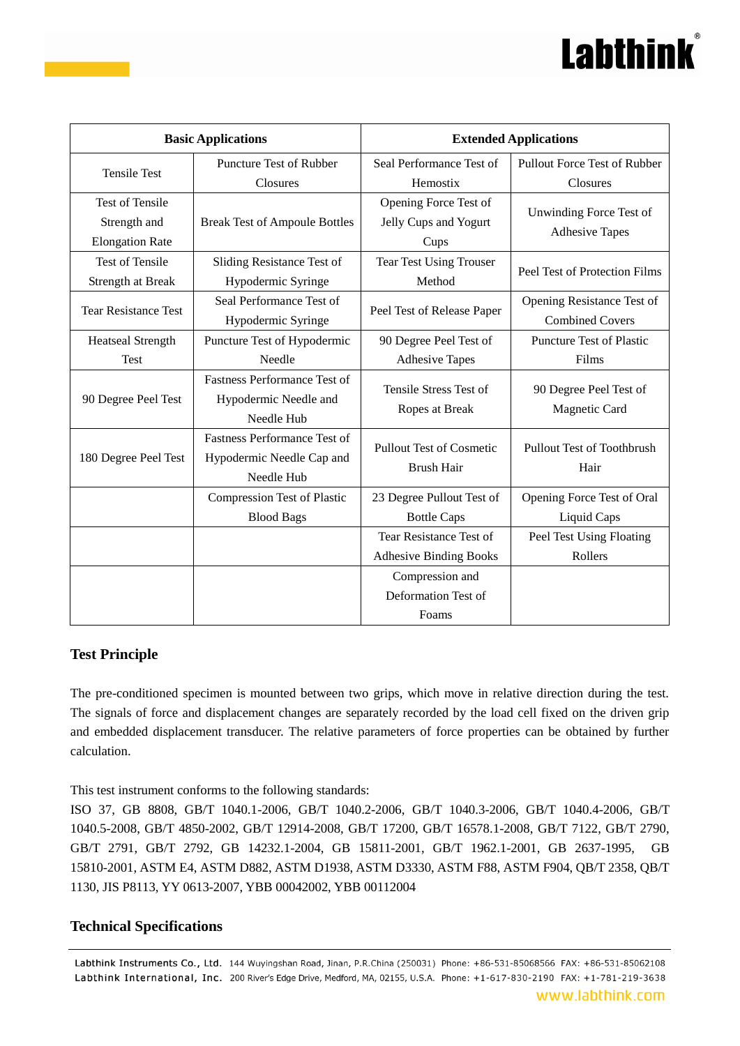| Basic Applications | | Extended Applications | |
|---|---|---|---|
| Tensile Test | Puncture Test of Rubber Closures | Seal Performance Test of Hemostix | Pullout Force Test of Rubber Closures |
| Test of Tensile Strength and Elongation Rate | Break Test of Ampoule Bottles | Opening Force Test of Jelly Cups and Yogurt Cups | Unwinding Force Test of Adhesive Tapes |
| Test of Tensile Strength at Break | Sliding Resistance Test of Hypodermic Syringe | Tear Test Using Trouser Method | Peel Test of Protection Films |
| Tear Resistance Test | Seal Performance Test of Hypodermic Syringe | Peel Test of Release Paper | Opening Resistance Test of Combined Covers |
| Heatseal Strength Test | Puncture Test of Hypodermic Needle | 90 Degree Peel Test of Adhesive Tapes | Puncture Test of Plastic Films |
| 90 Degree Peel Test | Fastness Performance Test of Hypodermic Needle and Needle Hub | Tensile Stress Test of Ropes at Break | 90 Degree Peel Test of Magnetic Card |
| 180 Degree Peel Test | Fastness Performance Test of Hypodermic Needle Cap and Needle Hub | Pullout Test of Cosmetic Brush Hair | Pullout Test of Toothbrush Hair |
| | Compression Test of Plastic Blood Bags | 23 Degree Pullout Test of Bottle Caps | Opening Force Test of Oral Liquid Caps |
| | | Tear Resistance Test of Adhesive Binding Books | Peel Test Using Floating Rollers |
| | | Compression and Deformation Test of Foams | |

## Test Principle

The pre-conditioned specimen is mounted between two grips, which move in relative direction during the test. The signals of force and displacement changes are separately recorded by the load cell fixed on the driven grip and embedded displacement transducer. The relative parameters of force properties can be obtained by further calculation.

This test instrument conforms to the following standards:
ISO 37, GB 8808, GB/T 1040.1-2006, GB/T 1040.2-2006, GB/T 1040.3-2006, GB/T 1040.4-2006, GB/T 1040.5-2008, GB/T 4850-2002, GB/T 12914-2008, GB/T 17200, GB/T 16578.1-2008, GB/T 7122, GB/T 2790, GB/T 2791, GB/T 2792, GB 14232.1-2004, GB 15811-2001, GB/T 1962.1-2001, GB 2637-1995, GB 15810-2001, ASTM E4, ASTM D882, ASTM D1938, ASTM D3330, ASTM F88, ASTM F904, QB/T 2358, QB/T 1130, JIS P8113, YY 0613-2007, YBB 00042002, YBB 00112004

## Technical Specifications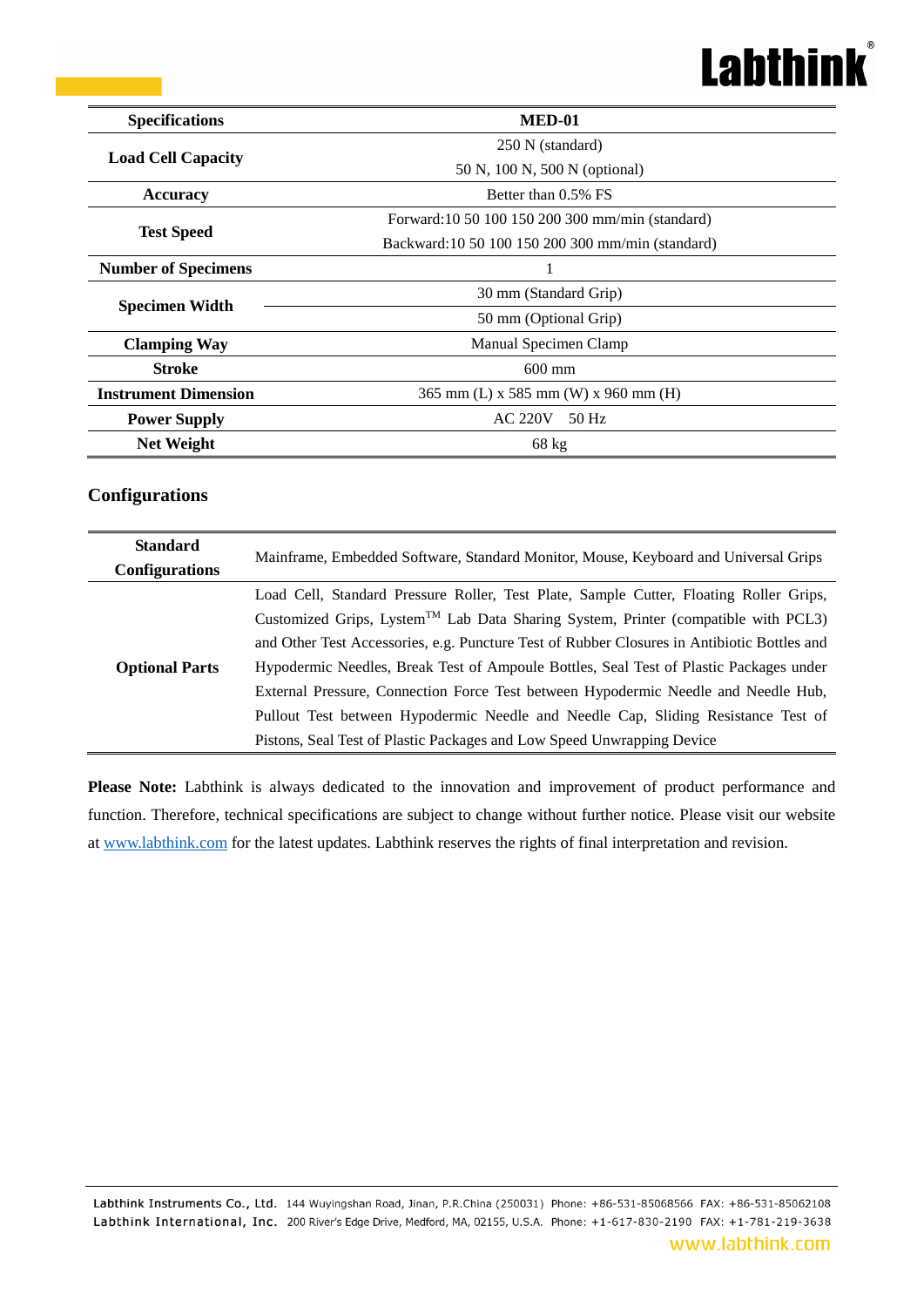| Specifications | MED-01 |
|---|---|
| Load Cell Capacity | 250 N (standard)<br>50 N, 100 N, 500 N (optional) |
| Accuracy | Better than 0.5% FS |
| Test Speed | Forward:10 50 100 150 200 300 mm/min (standard)<br>Backward:10 50 100 150 200 300 mm/min (standard) |
| Number of Specimens | 1 |
| Specimen Width | 30 mm (Standard Grip)<br>50 mm (Optional Grip) |
| Clamping Way | Manual Specimen Clamp |
| Stroke | 600 mm |
| Instrument Dimension | 365 mm (L) x 585 mm (W) x 960 mm (H) |
| Power Supply | AC 220V 50 Hz |
| Net Weight | 68 kg |

## Configurations

| | |
|---|---|
| **Standard Configurations** | Mainframe, Embedded Software, Standard Monitor, Mouse, Keyboard and Universal Grips |
| **Optional Parts** | Load Cell, Standard Pressure Roller, Test Plate, Sample Cutter, Floating Roller Grips, Customized Grips, Lystem™ Lab Data Sharing System, Printer (compatible with PCL3) and Other Test Accessories, e.g. Puncture Test of Rubber Closures in Antibiotic Bottles and Hypodermic Needles, Break Test of Ampoule Bottles, Seal Test of Plastic Packages under External Pressure, Connection Force Test between Hypodermic Needle and Needle Hub, Pullout Test between Hypodermic Needle and Needle Cap, Sliding Resistance Test of Pistons, Seal Test of Plastic Packages and Low Speed Unwrapping Device |

**Please Note:** Labthink is always dedicated to the innovation and improvement of product performance and function. Therefore, technical specifications are subject to change without further notice. Please visit our website at www.labthink.com for the latest updates. Labthink reserves the rights of final interpretation and revision.